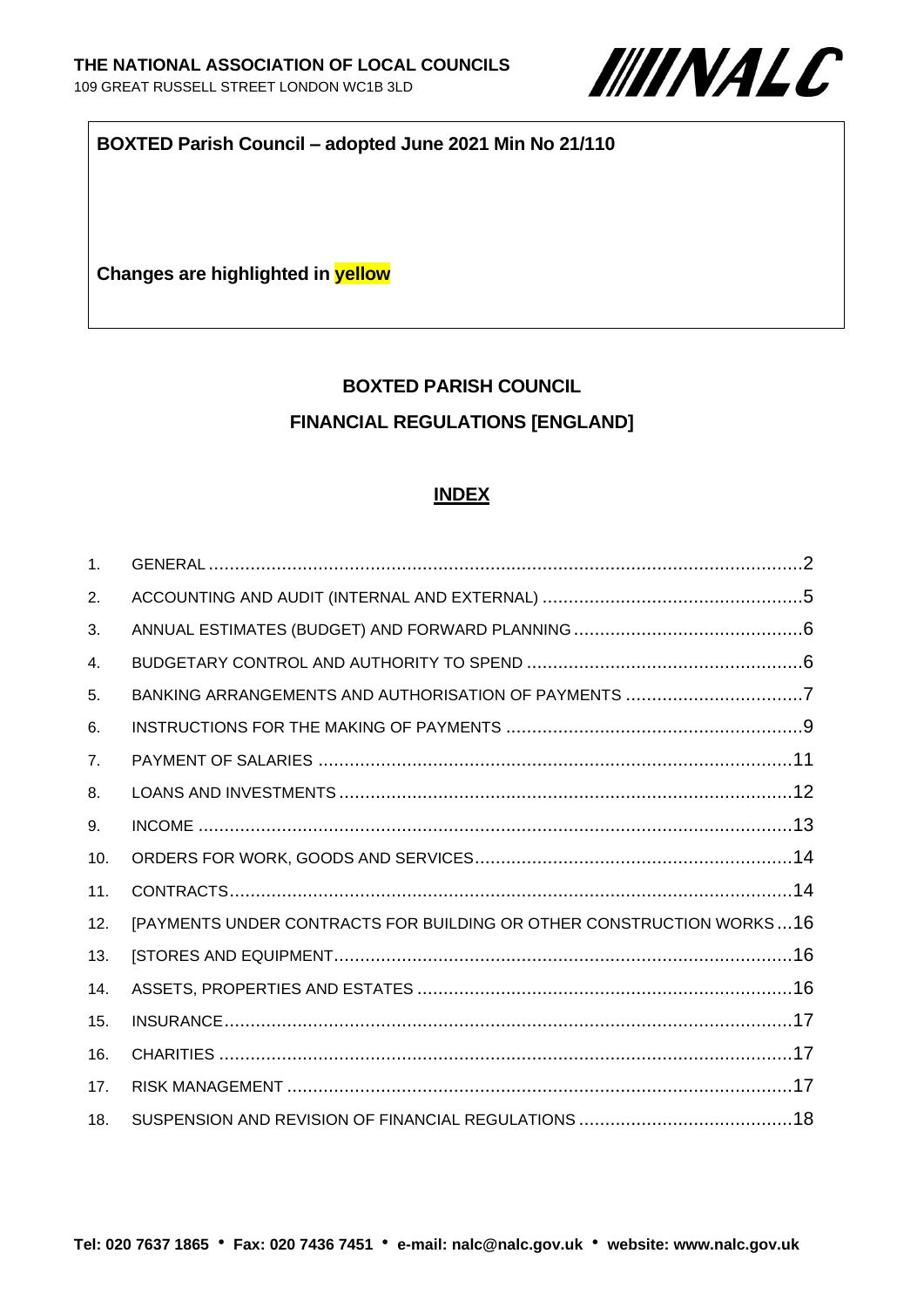**THE NATIONAL ASSOCIATION OF LOCAL COUNCILS**
109 GREAT RUSSELL STREET LONDON WC1B 3LD

NALC

**BOXTED Parish Council – adopted June 2021 Min No 21/110**

**Changes are highlighted in yellow**

# BOXTED PARISH COUNCIL

# FINANCIAL REGULATIONS [ENGLAND]

## INDEX

| | | |
|---|---|---|
| 1. | GENERAL | 2 |
| 2. | ACCOUNTING AND AUDIT (INTERNAL AND EXTERNAL) | 5 |
| 3. | ANNUAL ESTIMATES (BUDGET) AND FORWARD PLANNING | 6 |
| 4. | BUDGETARY CONTROL AND AUTHORITY TO SPEND | 6 |
| 5. | BANKING ARRANGEMENTS AND AUTHORISATION OF PAYMENTS | 7 |
| 6. | INSTRUCTIONS FOR THE MAKING OF PAYMENTS | 9 |
| 7. | PAYMENT OF SALARIES | 11 |
| 8. | LOANS AND INVESTMENTS | 12 |
| 9. | INCOME | 13 |
| 10. | ORDERS FOR WORK, GOODS AND SERVICES | 14 |
| 11. | CONTRACTS | 14 |
| 12. | [PAYMENTS UNDER CONTRACTS FOR BUILDING OR OTHER CONSTRUCTION WORKS | 16 |
| 13. | [STORES AND EQUIPMENT | 16 |
| 14. | ASSETS, PROPERTIES AND ESTATES | 16 |
| 15. | INSURANCE | 17 |
| 16. | CHARITIES | 17 |
| 17. | RISK MANAGEMENT | 17 |
| 18. | SUSPENSION AND REVISION OF FINANCIAL REGULATIONS | 18 |

**Tel: 020 7637 1865 • Fax: 020 7436 7451 • e-mail: nalc@nalc.gov.uk • website: www.nalc.gov.uk**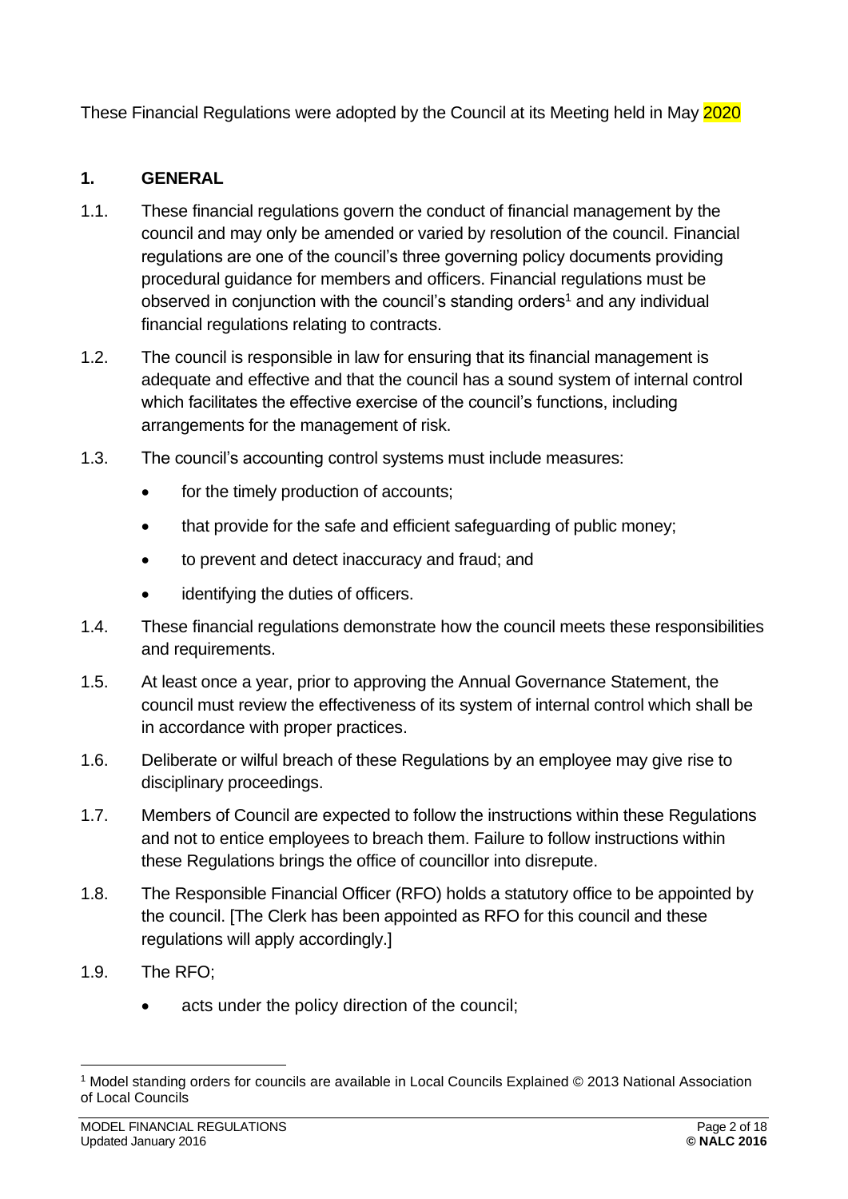These Financial Regulations were adopted by the Council at its Meeting held in May 2020

## 1. GENERAL

1.1. These financial regulations govern the conduct of financial management by the council and may only be amended or varied by resolution of the council. Financial regulations are one of the council's three governing policy documents providing procedural guidance for members and officers. Financial regulations must be observed in conjunction with the council's standing orders[1] and any individual financial regulations relating to contracts.

1.2. The council is responsible in law for ensuring that its financial management is adequate and effective and that the council has a sound system of internal control which facilitates the effective exercise of the council's functions, including arrangements for the management of risk.

1.3. The council's accounting control systems must include measures:

- for the timely production of accounts;
- that provide for the safe and efficient safeguarding of public money;
- to prevent and detect inaccuracy and fraud; and
- identifying the duties of officers.

1.4. These financial regulations demonstrate how the council meets these responsibilities and requirements.

1.5. At least once a year, prior to approving the Annual Governance Statement, the council must review the effectiveness of its system of internal control which shall be in accordance with proper practices.

1.6. Deliberate or wilful breach of these Regulations by an employee may give rise to disciplinary proceedings.

1.7. Members of Council are expected to follow the instructions within these Regulations and not to entice employees to breach them. Failure to follow instructions within these Regulations brings the office of councillor into disrepute.

1.8. The Responsible Financial Officer (RFO) holds a statutory office to be appointed by the council. [The Clerk has been appointed as RFO for this council and these regulations will apply accordingly.]

1.9. The RFO;

- acts under the policy direction of the council;

[1] Model standing orders for councils are available in Local Councils Explained © 2013 National Association of Local Councils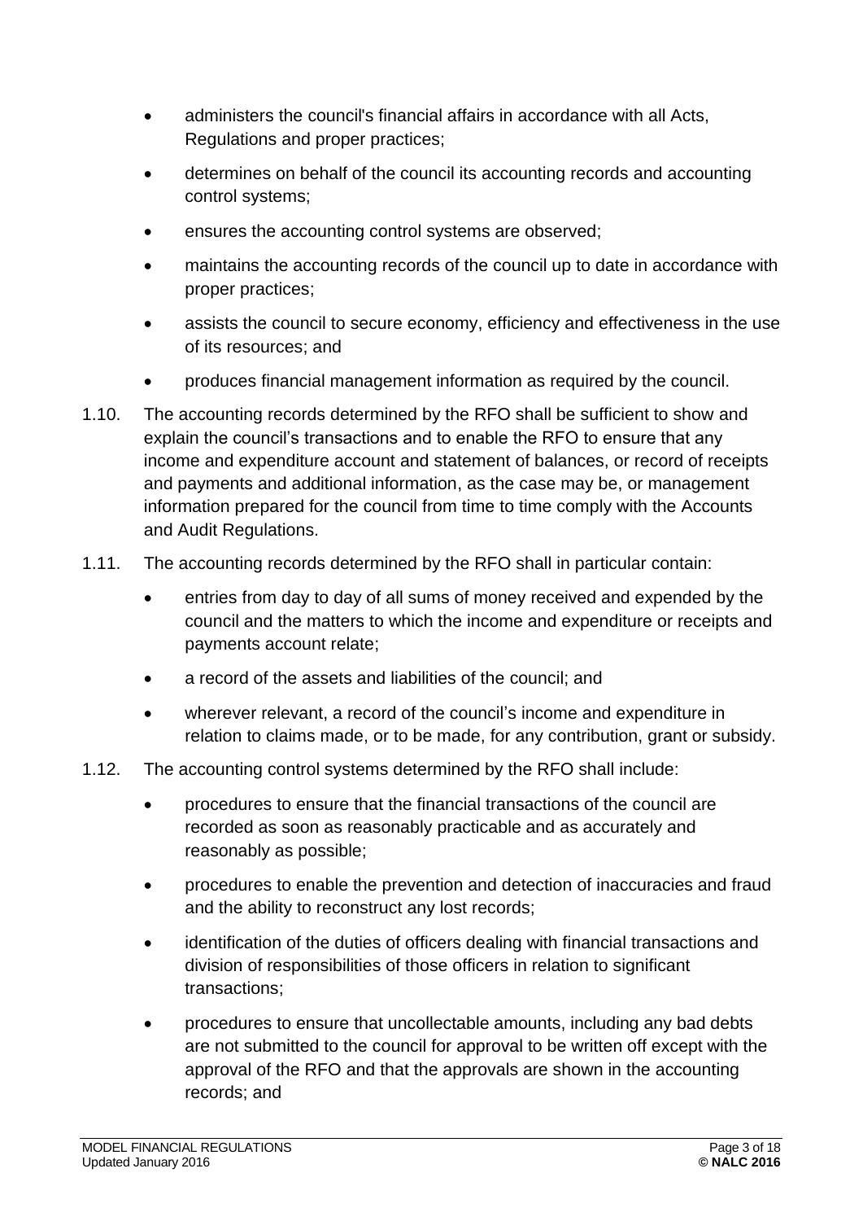- administers the council's financial affairs in accordance with all Acts, Regulations and proper practices;
- determines on behalf of the council its accounting records and accounting control systems;
- ensures the accounting control systems are observed;
- maintains the accounting records of the council up to date in accordance with proper practices;
- assists the council to secure economy, efficiency and effectiveness in the use of its resources; and
- produces financial management information as required by the council.

1.10. The accounting records determined by the RFO shall be sufficient to show and explain the council's transactions and to enable the RFO to ensure that any income and expenditure account and statement of balances, or record of receipts and payments and additional information, as the case may be, or management information prepared for the council from time to time comply with the Accounts and Audit Regulations.

1.11. The accounting records determined by the RFO shall in particular contain:

- entries from day to day of all sums of money received and expended by the council and the matters to which the income and expenditure or receipts and payments account relate;
- a record of the assets and liabilities of the council; and
- wherever relevant, a record of the council's income and expenditure in relation to claims made, or to be made, for any contribution, grant or subsidy.

1.12. The accounting control systems determined by the RFO shall include:

- procedures to ensure that the financial transactions of the council are recorded as soon as reasonably practicable and as accurately and reasonably as possible;
- procedures to enable the prevention and detection of inaccuracies and fraud and the ability to reconstruct any lost records;
- identification of the duties of officers dealing with financial transactions and division of responsibilities of those officers in relation to significant transactions;
- procedures to ensure that uncollectable amounts, including any bad debts are not submitted to the council for approval to be written off except with the approval of the RFO and that the approvals are shown in the accounting records; and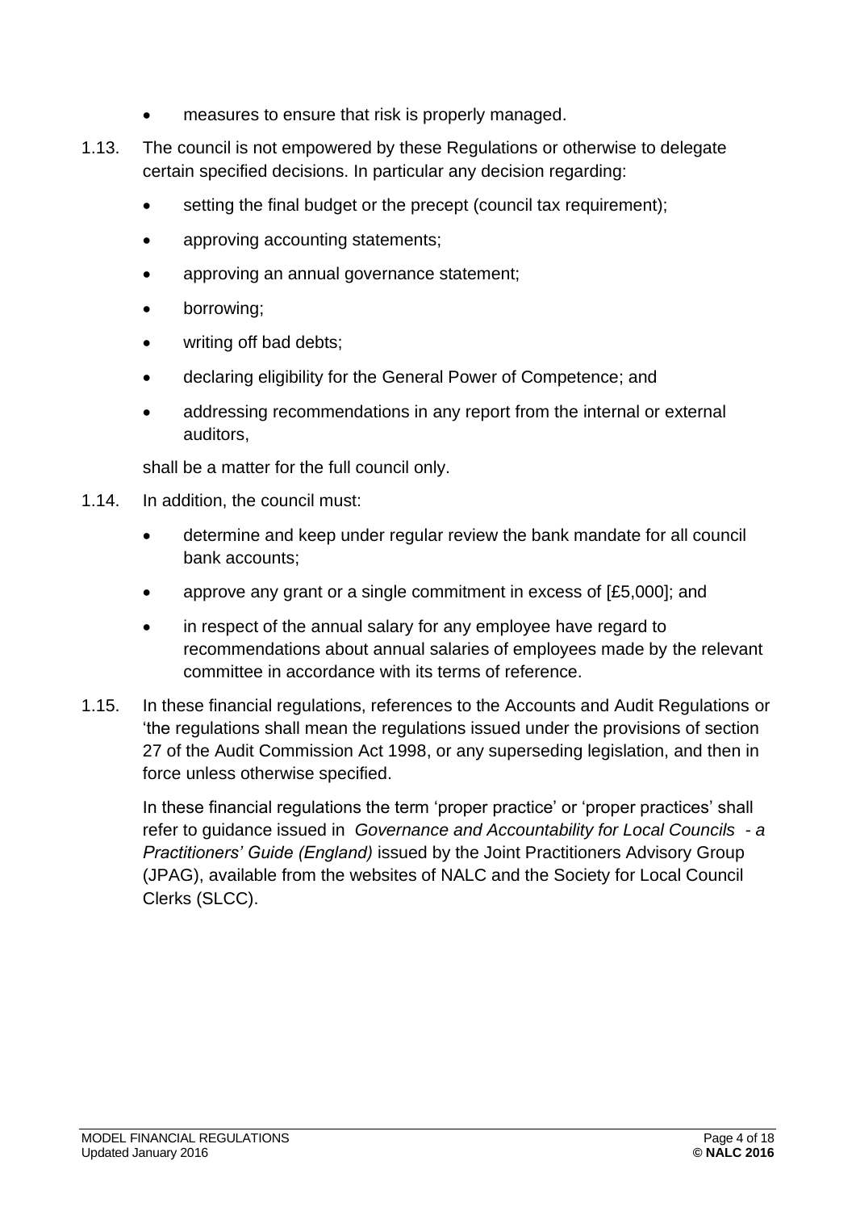- measures to ensure that risk is properly managed.

1.13. The council is not empowered by these Regulations or otherwise to delegate certain specified decisions. In particular any decision regarding:

- setting the final budget or the precept (council tax requirement);
- approving accounting statements;
- approving an annual governance statement;
- borrowing;
- writing off bad debts;
- declaring eligibility for the General Power of Competence; and
- addressing recommendations in any report from the internal or external auditors,

shall be a matter for the full council only.

1.14. In addition, the council must:

- determine and keep under regular review the bank mandate for all council bank accounts;
- approve any grant or a single commitment in excess of [£5,000]; and
- in respect of the annual salary for any employee have regard to recommendations about annual salaries of employees made by the relevant committee in accordance with its terms of reference.

1.15. In these financial regulations, references to the Accounts and Audit Regulations or 'the regulations shall mean the regulations issued under the provisions of section 27 of the Audit Commission Act 1998, or any superseding legislation, and then in force unless otherwise specified.

In these financial regulations the term 'proper practice' or 'proper practices' shall refer to guidance issued in *Governance and Accountability for Local Councils - a Practitioners' Guide (England)* issued by the Joint Practitioners Advisory Group (JPAG), available from the websites of NALC and the Society for Local Council Clerks (SLCC).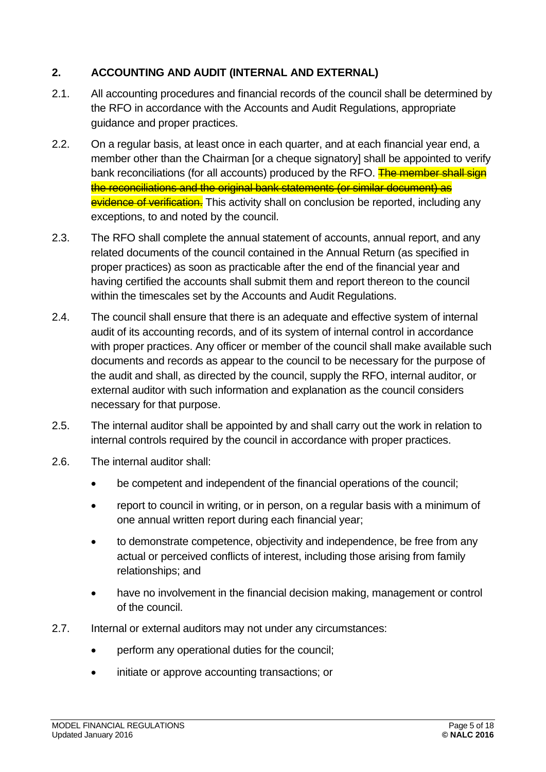## 2. ACCOUNTING AND AUDIT (INTERNAL AND EXTERNAL)

2.1. All accounting procedures and financial records of the council shall be determined by the RFO in accordance with the Accounts and Audit Regulations, appropriate guidance and proper practices.

2.2. On a regular basis, at least once in each quarter, and at each financial year end, a member other than the Chairman [or a cheque signatory] shall be appointed to verify bank reconciliations (for all accounts) produced by the RFO. ~~The member shall sign the reconciliations and the original bank statements (or similar document) as evidence of verification.~~ This activity shall on conclusion be reported, including any exceptions, to and noted by the council.

2.3. The RFO shall complete the annual statement of accounts, annual report, and any related documents of the council contained in the Annual Return (as specified in proper practices) as soon as practicable after the end of the financial year and having certified the accounts shall submit them and report thereon to the council within the timescales set by the Accounts and Audit Regulations.

2.4. The council shall ensure that there is an adequate and effective system of internal audit of its accounting records, and of its system of internal control in accordance with proper practices. Any officer or member of the council shall make available such documents and records as appear to the council to be necessary for the purpose of the audit and shall, as directed by the council, supply the RFO, internal auditor, or external auditor with such information and explanation as the council considers necessary for that purpose.

2.5. The internal auditor shall be appointed by and shall carry out the work in relation to internal controls required by the council in accordance with proper practices.

2.6. The internal auditor shall:

- be competent and independent of the financial operations of the council;
- report to council in writing, or in person, on a regular basis with a minimum of one annual written report during each financial year;
- to demonstrate competence, objectivity and independence, be free from any actual or perceived conflicts of interest, including those arising from family relationships; and
- have no involvement in the financial decision making, management or control of the council.

2.7. Internal or external auditors may not under any circumstances:

- perform any operational duties for the council;
- initiate or approve accounting transactions; or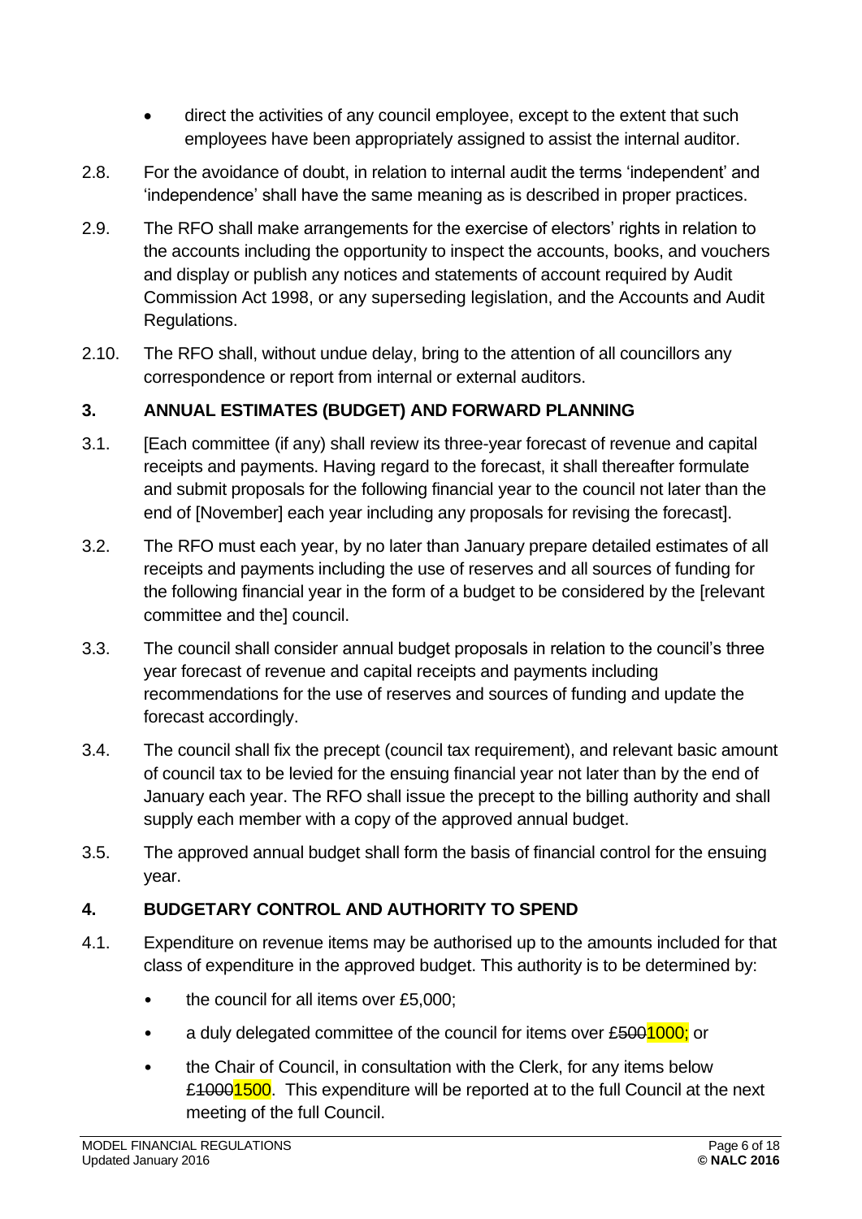- direct the activities of any council employee, except to the extent that such employees have been appropriately assigned to assist the internal auditor.

2.8. For the avoidance of doubt, in relation to internal audit the terms 'independent' and 'independence' shall have the same meaning as is described in proper practices.

2.9. The RFO shall make arrangements for the exercise of electors' rights in relation to the accounts including the opportunity to inspect the accounts, books, and vouchers and display or publish any notices and statements of account required by Audit Commission Act 1998, or any superseding legislation, and the Accounts and Audit Regulations.

2.10. The RFO shall, without undue delay, bring to the attention of all councillors any correspondence or report from internal or external auditors.

## 3. ANNUAL ESTIMATES (BUDGET) AND FORWARD PLANNING

3.1. [Each committee (if any) shall review its three-year forecast of revenue and capital receipts and payments. Having regard to the forecast, it shall thereafter formulate and submit proposals for the following financial year to the council not later than the end of [November] each year including any proposals for revising the forecast].

3.2. The RFO must each year, by no later than January prepare detailed estimates of all receipts and payments including the use of reserves and all sources of funding for the following financial year in the form of a budget to be considered by the [relevant committee and the] council.

3.3. The council shall consider annual budget proposals in relation to the council's three year forecast of revenue and capital receipts and payments including recommendations for the use of reserves and sources of funding and update the forecast accordingly.

3.4. The council shall fix the precept (council tax requirement), and relevant basic amount of council tax to be levied for the ensuing financial year not later than by the end of January each year. The RFO shall issue the precept to the billing authority and shall supply each member with a copy of the approved annual budget.

3.5. The approved annual budget shall form the basis of financial control for the ensuing year.

## 4. BUDGETARY CONTROL AND AUTHORITY TO SPEND

4.1. Expenditure on revenue items may be authorised up to the amounts included for that class of expenditure in the approved budget. This authority is to be determined by:

- the council for all items over £5,000;
- a duly delegated committee of the council for items over ~~£500~~1000; or
- the Chair of Council, in consultation with the Clerk, for any items below ~~£1000~~1500. This expenditure will be reported at to the full Council at the next meeting of the full Council.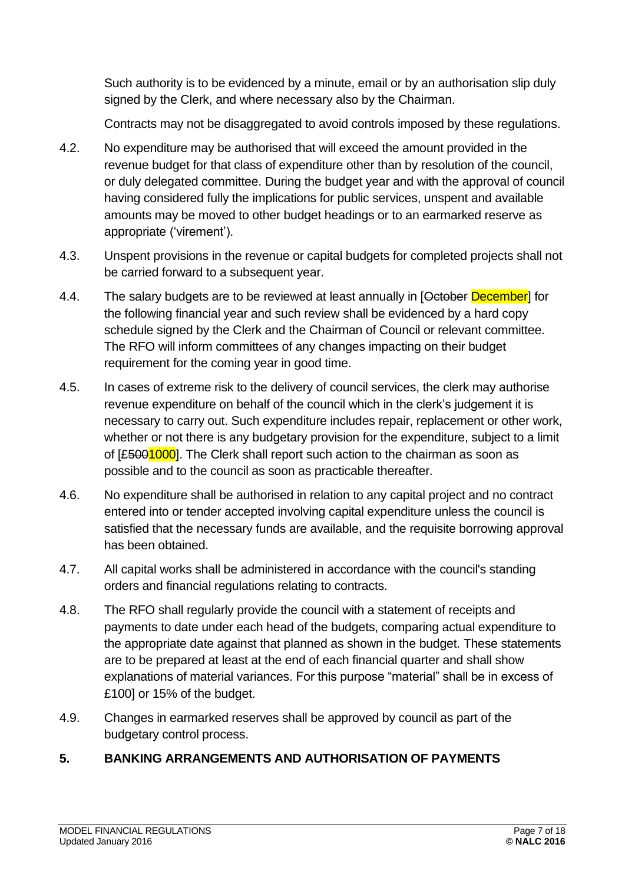Such authority is to be evidenced by a minute, email or by an authorisation slip duly signed by the Clerk, and where necessary also by the Chairman.

Contracts may not be disaggregated to avoid controls imposed by these regulations.

4.2. No expenditure may be authorised that will exceed the amount provided in the revenue budget for that class of expenditure other than by resolution of the council, or duly delegated committee. During the budget year and with the approval of council having considered fully the implications for public services, unspent and available amounts may be moved to other budget headings or to an earmarked reserve as appropriate ('virement').

4.3. Unspent provisions in the revenue or capital budgets for completed projects shall not be carried forward to a subsequent year.

4.4. The salary budgets are to be reviewed at least annually in [~~October~~ December] for the following financial year and such review shall be evidenced by a hard copy schedule signed by the Clerk and the Chairman of Council or relevant committee. The RFO will inform committees of any changes impacting on their budget requirement for the coming year in good time.

4.5. In cases of extreme risk to the delivery of council services, the clerk may authorise revenue expenditure on behalf of the council which in the clerk's judgement it is necessary to carry out. Such expenditure includes repair, replacement or other work, whether or not there is any budgetary provision for the expenditure, subject to a limit of [~~£500~~1000]. The Clerk shall report such action to the chairman as soon as possible and to the council as soon as practicable thereafter.

4.6. No expenditure shall be authorised in relation to any capital project and no contract entered into or tender accepted involving capital expenditure unless the council is satisfied that the necessary funds are available, and the requisite borrowing approval has been obtained.

4.7. All capital works shall be administered in accordance with the council's standing orders and financial regulations relating to contracts.

4.8. The RFO shall regularly provide the council with a statement of receipts and payments to date under each head of the budgets, comparing actual expenditure to the appropriate date against that planned as shown in the budget. These statements are to be prepared at least at the end of each financial quarter and shall show explanations of material variances. For this purpose "material" shall be in excess of £100] or 15% of the budget.

4.9. Changes in earmarked reserves shall be approved by council as part of the budgetary control process.

## 5. BANKING ARRANGEMENTS AND AUTHORISATION OF PAYMENTS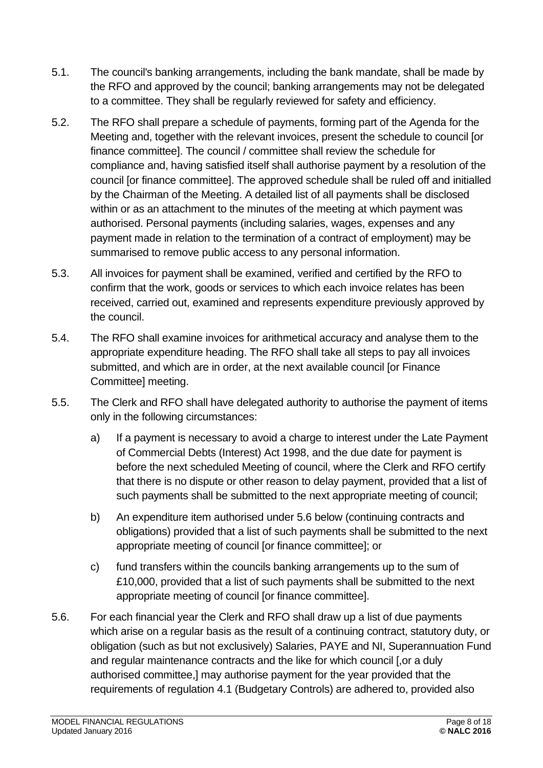5.1. The council's banking arrangements, including the bank mandate, shall be made by the RFO and approved by the council; banking arrangements may not be delegated to a committee. They shall be regularly reviewed for safety and efficiency.

5.2. The RFO shall prepare a schedule of payments, forming part of the Agenda for the Meeting and, together with the relevant invoices, present the schedule to council [or finance committee]. The council / committee shall review the schedule for compliance and, having satisfied itself shall authorise payment by a resolution of the council [or finance committee]. The approved schedule shall be ruled off and initialled by the Chairman of the Meeting. A detailed list of all payments shall be disclosed within or as an attachment to the minutes of the meeting at which payment was authorised. Personal payments (including salaries, wages, expenses and any payment made in relation to the termination of a contract of employment) may be summarised to remove public access to any personal information.

5.3. All invoices for payment shall be examined, verified and certified by the RFO to confirm that the work, goods or services to which each invoice relates has been received, carried out, examined and represents expenditure previously approved by the council.

5.4. The RFO shall examine invoices for arithmetical accuracy and analyse them to the appropriate expenditure heading. The RFO shall take all steps to pay all invoices submitted, and which are in order, at the next available council [or Finance Committee] meeting.

5.5. The Clerk and RFO shall have delegated authority to authorise the payment of items only in the following circumstances:

a) If a payment is necessary to avoid a charge to interest under the Late Payment of Commercial Debts (Interest) Act 1998, and the due date for payment is before the next scheduled Meeting of council, where the Clerk and RFO certify that there is no dispute or other reason to delay payment, provided that a list of such payments shall be submitted to the next appropriate meeting of council;

b) An expenditure item authorised under 5.6 below (continuing contracts and obligations) provided that a list of such payments shall be submitted to the next appropriate meeting of council [or finance committee]; or

c) fund transfers within the councils banking arrangements up to the sum of £10,000, provided that a list of such payments shall be submitted to the next appropriate meeting of council [or finance committee].

5.6. For each financial year the Clerk and RFO shall draw up a list of due payments which arise on a regular basis as the result of a continuing contract, statutory duty, or obligation (such as but not exclusively) Salaries, PAYE and NI, Superannuation Fund and regular maintenance contracts and the like for which council [,or a duly authorised committee,] may authorise payment for the year provided that the requirements of regulation 4.1 (Budgetary Controls) are adhered to, provided also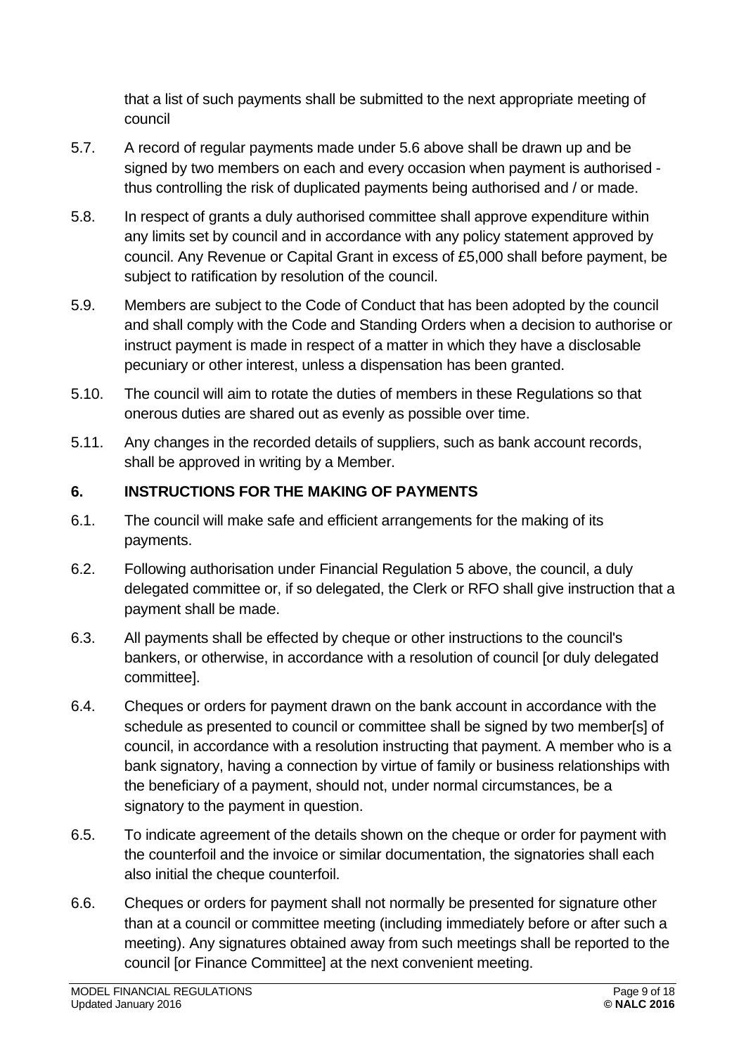that a list of such payments shall be submitted to the next appropriate meeting of council

5.7. A record of regular payments made under 5.6 above shall be drawn up and be signed by two members on each and every occasion when payment is authorised - thus controlling the risk of duplicated payments being authorised and / or made.

5.8. In respect of grants a duly authorised committee shall approve expenditure within any limits set by council and in accordance with any policy statement approved by council. Any Revenue or Capital Grant in excess of £5,000 shall before payment, be subject to ratification by resolution of the council.

5.9. Members are subject to the Code of Conduct that has been adopted by the council and shall comply with the Code and Standing Orders when a decision to authorise or instruct payment is made in respect of a matter in which they have a disclosable pecuniary or other interest, unless a dispensation has been granted.

5.10. The council will aim to rotate the duties of members in these Regulations so that onerous duties are shared out as evenly as possible over time.

5.11. Any changes in the recorded details of suppliers, such as bank account records, shall be approved in writing by a Member.

## 6. INSTRUCTIONS FOR THE MAKING OF PAYMENTS

6.1. The council will make safe and efficient arrangements for the making of its payments.

6.2. Following authorisation under Financial Regulation 5 above, the council, a duly delegated committee or, if so delegated, the Clerk or RFO shall give instruction that a payment shall be made.

6.3. All payments shall be effected by cheque or other instructions to the council's bankers, or otherwise, in accordance with a resolution of council [or duly delegated committee].

6.4. Cheques or orders for payment drawn on the bank account in accordance with the schedule as presented to council or committee shall be signed by two member[s] of council, in accordance with a resolution instructing that payment. A member who is a bank signatory, having a connection by virtue of family or business relationships with the beneficiary of a payment, should not, under normal circumstances, be a signatory to the payment in question.

6.5. To indicate agreement of the details shown on the cheque or order for payment with the counterfoil and the invoice or similar documentation, the signatories shall each also initial the cheque counterfoil.

6.6. Cheques or orders for payment shall not normally be presented for signature other than at a council or committee meeting (including immediately before or after such a meeting). Any signatures obtained away from such meetings shall be reported to the council [or Finance Committee] at the next convenient meeting.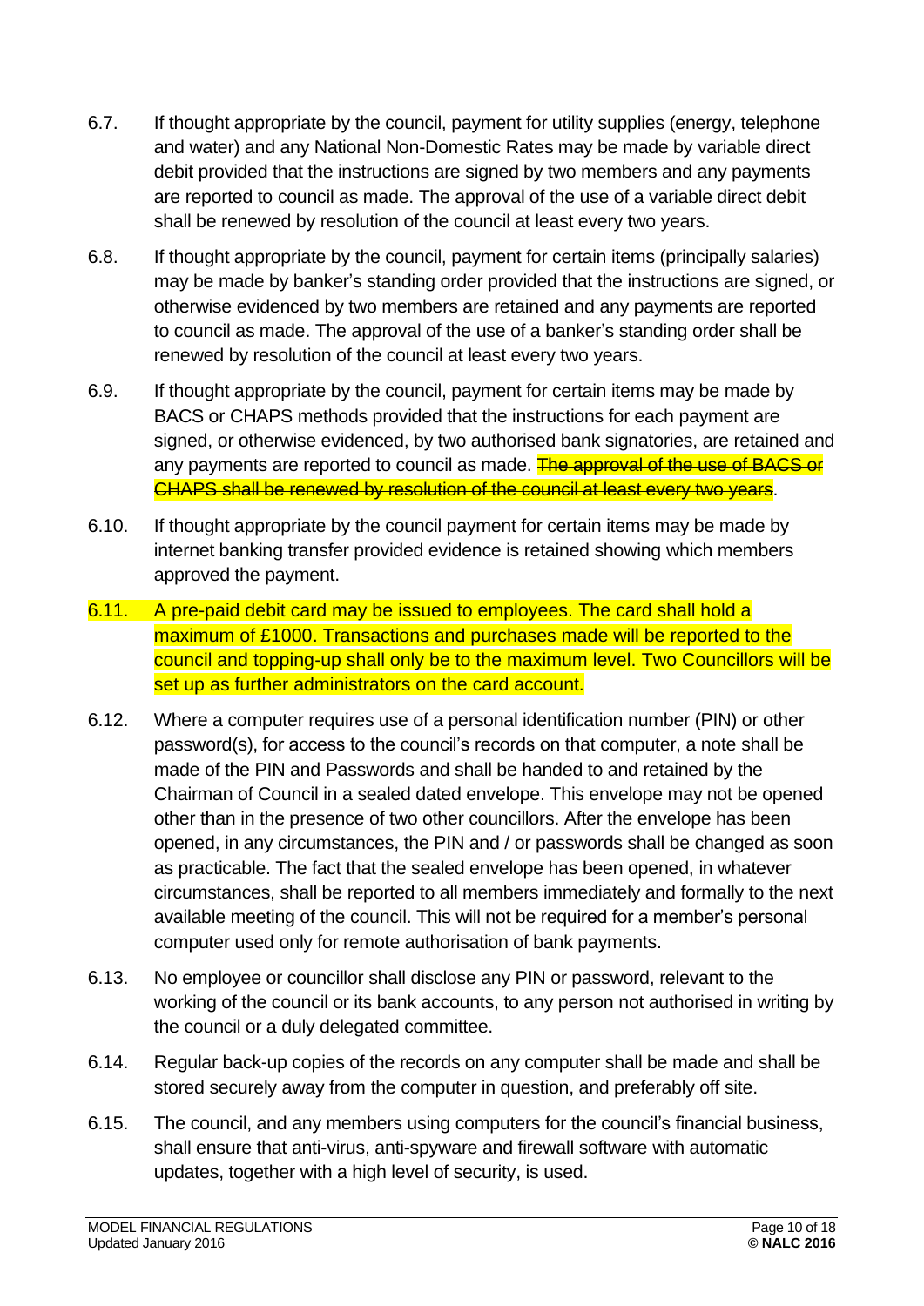6.7. If thought appropriate by the council, payment for utility supplies (energy, telephone and water) and any National Non-Domestic Rates may be made by variable direct debit provided that the instructions are signed by two members and any payments are reported to council as made. The approval of the use of a variable direct debit shall be renewed by resolution of the council at least every two years.

6.8. If thought appropriate by the council, payment for certain items (principally salaries) may be made by banker's standing order provided that the instructions are signed, or otherwise evidenced by two members are retained and any payments are reported to council as made. The approval of the use of a banker's standing order shall be renewed by resolution of the council at least every two years.

6.9. If thought appropriate by the council, payment for certain items may be made by BACS or CHAPS methods provided that the instructions for each payment are signed, or otherwise evidenced, by two authorised bank signatories, are retained and any payments are reported to council as made. ~~The approval of the use of BACS or CHAPS shall be renewed by resolution of the council at least every two years~~.

6.10. If thought appropriate by the council payment for certain items may be made by internet banking transfer provided evidence is retained showing which members approved the payment.

6.11. A pre-paid debit card may be issued to employees. The card shall hold a maximum of £1000. Transactions and purchases made will be reported to the council and topping-up shall only be to the maximum level. Two Councillors will be set up as further administrators on the card account.

6.12. Where a computer requires use of a personal identification number (PIN) or other password(s), for access to the council's records on that computer, a note shall be made of the PIN and Passwords and shall be handed to and retained by the Chairman of Council in a sealed dated envelope. This envelope may not be opened other than in the presence of two other councillors. After the envelope has been opened, in any circumstances, the PIN and / or passwords shall be changed as soon as practicable. The fact that the sealed envelope has been opened, in whatever circumstances, shall be reported to all members immediately and formally to the next available meeting of the council. This will not be required for a member's personal computer used only for remote authorisation of bank payments.

6.13. No employee or councillor shall disclose any PIN or password, relevant to the working of the council or its bank accounts, to any person not authorised in writing by the council or a duly delegated committee.

6.14. Regular back-up copies of the records on any computer shall be made and shall be stored securely away from the computer in question, and preferably off site.

6.15. The council, and any members using computers for the council's financial business, shall ensure that anti-virus, anti-spyware and firewall software with automatic updates, together with a high level of security, is used.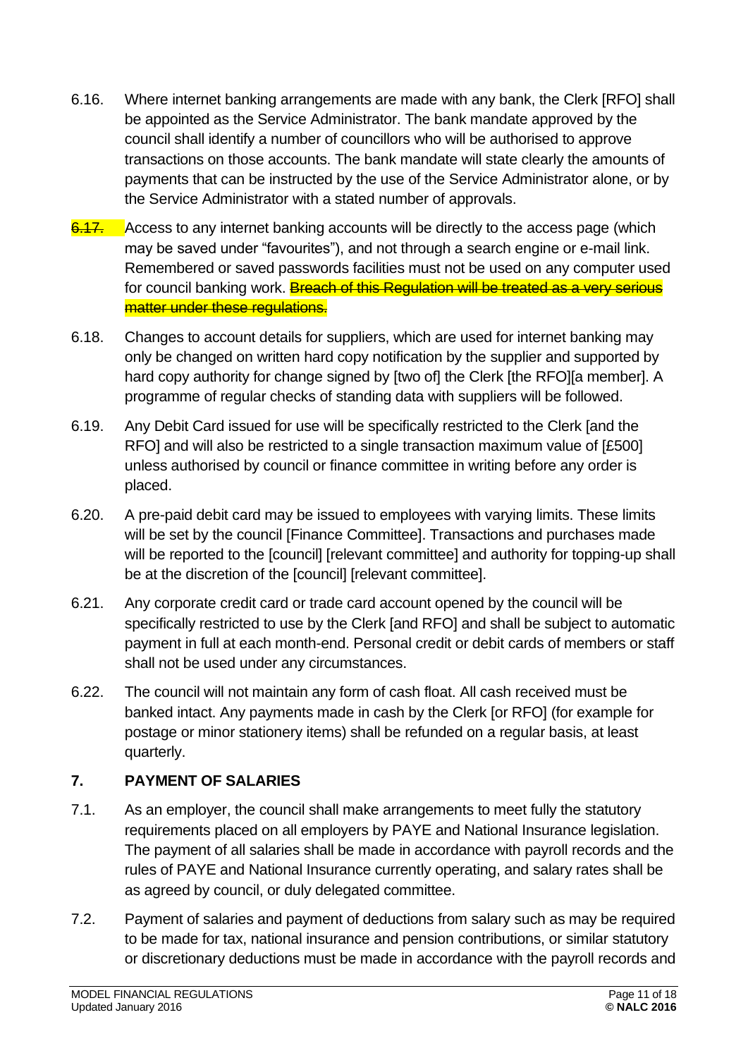6.16. Where internet banking arrangements are made with any bank, the Clerk [RFO] shall be appointed as the Service Administrator. The bank mandate approved by the council shall identify a number of councillors who will be authorised to approve transactions on those accounts. The bank mandate will state clearly the amounts of payments that can be instructed by the use of the Service Administrator alone, or by the Service Administrator with a stated number of approvals.

6.17. Access to any internet banking accounts will be directly to the access page (which may be saved under "favourites"), and not through a search engine or e-mail link. Remembered or saved passwords facilities must not be used on any computer used for council banking work. ~~Breach of this Regulation will be treated as a very serious matter under these regulations.~~

6.18. Changes to account details for suppliers, which are used for internet banking may only be changed on written hard copy notification by the supplier and supported by hard copy authority for change signed by [two of] the Clerk [the RFO][a member]. A programme of regular checks of standing data with suppliers will be followed.

6.19. Any Debit Card issued for use will be specifically restricted to the Clerk [and the RFO] and will also be restricted to a single transaction maximum value of [£500] unless authorised by council or finance committee in writing before any order is placed.

6.20. A pre-paid debit card may be issued to employees with varying limits. These limits will be set by the council [Finance Committee]. Transactions and purchases made will be reported to the [council] [relevant committee] and authority for topping-up shall be at the discretion of the [council] [relevant committee].

6.21. Any corporate credit card or trade card account opened by the council will be specifically restricted to use by the Clerk [and RFO] and shall be subject to automatic payment in full at each month-end. Personal credit or debit cards of members or staff shall not be used under any circumstances.

6.22. The council will not maintain any form of cash float. All cash received must be banked intact. Any payments made in cash by the Clerk [or RFO] (for example for postage or minor stationery items) shall be refunded on a regular basis, at least quarterly.

## 7. PAYMENT OF SALARIES

7.1. As an employer, the council shall make arrangements to meet fully the statutory requirements placed on all employers by PAYE and National Insurance legislation. The payment of all salaries shall be made in accordance with payroll records and the rules of PAYE and National Insurance currently operating, and salary rates shall be as agreed by council, or duly delegated committee.

7.2. Payment of salaries and payment of deductions from salary such as may be required to be made for tax, national insurance and pension contributions, or similar statutory or discretionary deductions must be made in accordance with the payroll records and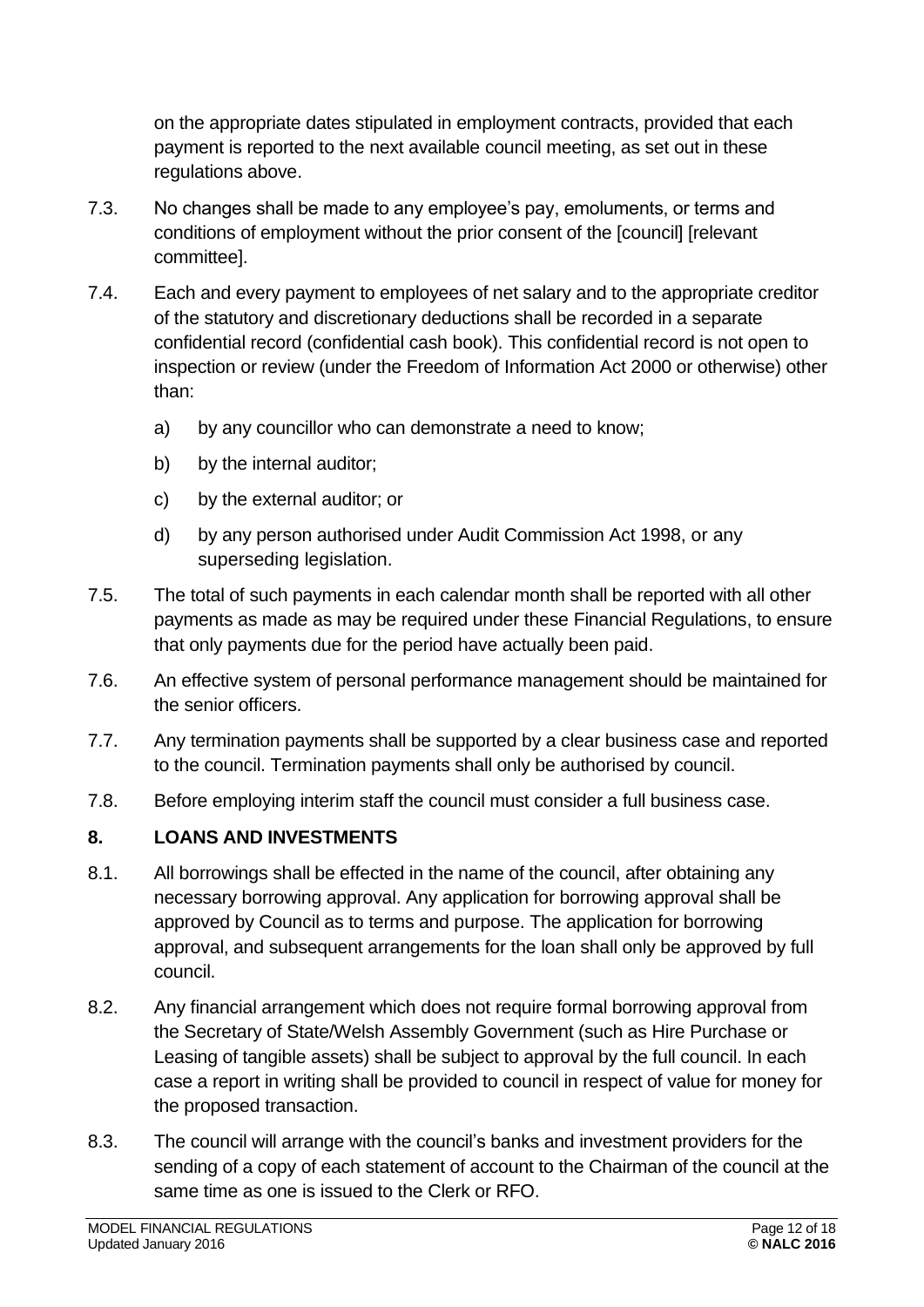on the appropriate dates stipulated in employment contracts, provided that each payment is reported to the next available council meeting, as set out in these regulations above.

7.3. No changes shall be made to any employee's pay, emoluments, or terms and conditions of employment without the prior consent of the [council] [relevant committee].

7.4. Each and every payment to employees of net salary and to the appropriate creditor of the statutory and discretionary deductions shall be recorded in a separate confidential record (confidential cash book). This confidential record is not open to inspection or review (under the Freedom of Information Act 2000 or otherwise) other than:

a) by any councillor who can demonstrate a need to know;

b) by the internal auditor;

c) by the external auditor; or

d) by any person authorised under Audit Commission Act 1998, or any superseding legislation.

7.5. The total of such payments in each calendar month shall be reported with all other payments as made as may be required under these Financial Regulations, to ensure that only payments due for the period have actually been paid.

7.6. An effective system of personal performance management should be maintained for the senior officers.

7.7. Any termination payments shall be supported by a clear business case and reported to the council. Termination payments shall only be authorised by council.

7.8. Before employing interim staff the council must consider a full business case.

## 8. LOANS AND INVESTMENTS

8.1. All borrowings shall be effected in the name of the council, after obtaining any necessary borrowing approval. Any application for borrowing approval shall be approved by Council as to terms and purpose. The application for borrowing approval, and subsequent arrangements for the loan shall only be approved by full council.

8.2. Any financial arrangement which does not require formal borrowing approval from the Secretary of State/Welsh Assembly Government (such as Hire Purchase or Leasing of tangible assets) shall be subject to approval by the full council. In each case a report in writing shall be provided to council in respect of value for money for the proposed transaction.

8.3. The council will arrange with the council's banks and investment providers for the sending of a copy of each statement of account to the Chairman of the council at the same time as one is issued to the Clerk or RFO.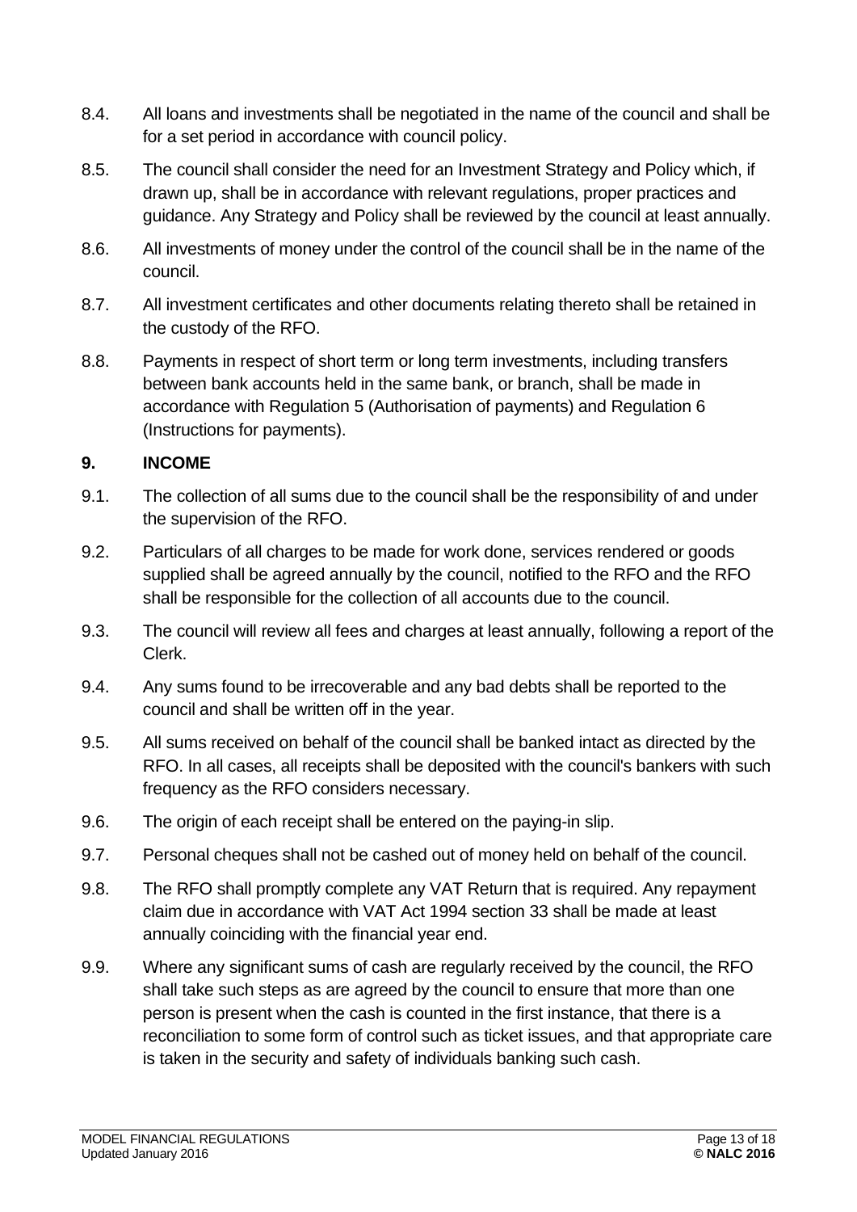8.4. All loans and investments shall be negotiated in the name of the council and shall be for a set period in accordance with council policy.

8.5. The council shall consider the need for an Investment Strategy and Policy which, if drawn up, shall be in accordance with relevant regulations, proper practices and guidance. Any Strategy and Policy shall be reviewed by the council at least annually.

8.6. All investments of money under the control of the council shall be in the name of the council.

8.7. All investment certificates and other documents relating thereto shall be retained in the custody of the RFO.

8.8. Payments in respect of short term or long term investments, including transfers between bank accounts held in the same bank, or branch, shall be made in accordance with Regulation 5 (Authorisation of payments) and Regulation 6 (Instructions for payments).

## 9. INCOME

9.1. The collection of all sums due to the council shall be the responsibility of and under the supervision of the RFO.

9.2. Particulars of all charges to be made for work done, services rendered or goods supplied shall be agreed annually by the council, notified to the RFO and the RFO shall be responsible for the collection of all accounts due to the council.

9.3. The council will review all fees and charges at least annually, following a report of the Clerk.

9.4. Any sums found to be irrecoverable and any bad debts shall be reported to the council and shall be written off in the year.

9.5. All sums received on behalf of the council shall be banked intact as directed by the RFO. In all cases, all receipts shall be deposited with the council's bankers with such frequency as the RFO considers necessary.

9.6. The origin of each receipt shall be entered on the paying-in slip.

9.7. Personal cheques shall not be cashed out of money held on behalf of the council.

9.8. The RFO shall promptly complete any VAT Return that is required. Any repayment claim due in accordance with VAT Act 1994 section 33 shall be made at least annually coinciding with the financial year end.

9.9. Where any significant sums of cash are regularly received by the council, the RFO shall take such steps as are agreed by the council to ensure that more than one person is present when the cash is counted in the first instance, that there is a reconciliation to some form of control such as ticket issues, and that appropriate care is taken in the security and safety of individuals banking such cash.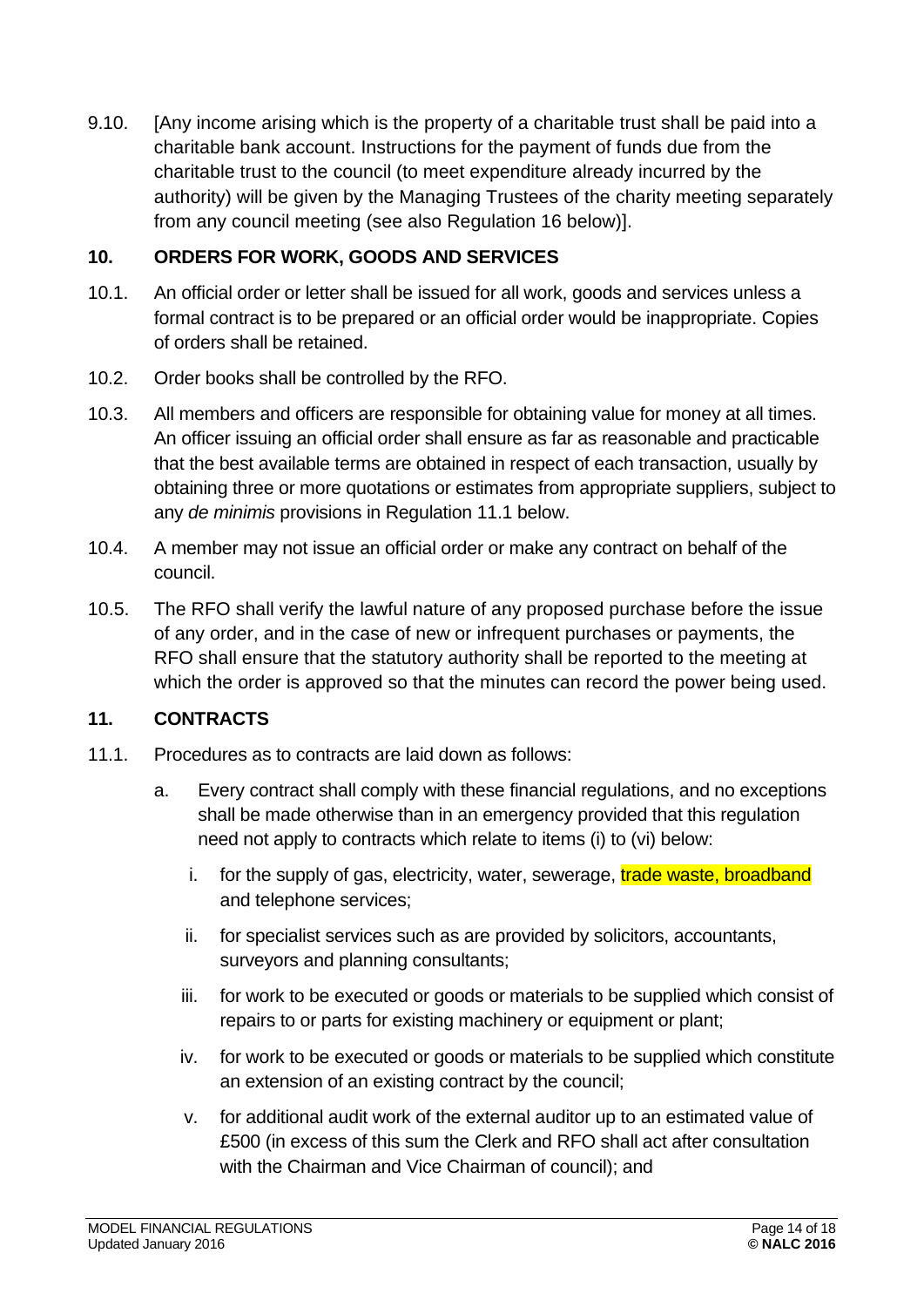9.10. [Any income arising which is the property of a charitable trust shall be paid into a charitable bank account. Instructions for the payment of funds due from the charitable trust to the council (to meet expenditure already incurred by the authority) will be given by the Managing Trustees of the charity meeting separately from any council meeting (see also Regulation 16 below)].

## 10. ORDERS FOR WORK, GOODS AND SERVICES

10.1. An official order or letter shall be issued for all work, goods and services unless a formal contract is to be prepared or an official order would be inappropriate. Copies of orders shall be retained.

10.2. Order books shall be controlled by the RFO.

10.3. All members and officers are responsible for obtaining value for money at all times. An officer issuing an official order shall ensure as far as reasonable and practicable that the best available terms are obtained in respect of each transaction, usually by obtaining three or more quotations or estimates from appropriate suppliers, subject to any *de minimis* provisions in Regulation 11.1 below.

10.4. A member may not issue an official order or make any contract on behalf of the council.

10.5. The RFO shall verify the lawful nature of any proposed purchase before the issue of any order, and in the case of new or infrequent purchases or payments, the RFO shall ensure that the statutory authority shall be reported to the meeting at which the order is approved so that the minutes can record the power being used.

## 11. CONTRACTS

11.1. Procedures as to contracts are laid down as follows:

a. Every contract shall comply with these financial regulations, and no exceptions shall be made otherwise than in an emergency provided that this regulation need not apply to contracts which relate to items (i) to (vi) below:

   i. for the supply of gas, electricity, water, sewerage, trade waste, broadband and telephone services;

   ii. for specialist services such as are provided by solicitors, accountants, surveyors and planning consultants;

   iii. for work to be executed or goods or materials to be supplied which consist of repairs to or parts for existing machinery or equipment or plant;

   iv. for work to be executed or goods or materials to be supplied which constitute an extension of an existing contract by the council;

   v. for additional audit work of the external auditor up to an estimated value of £500 (in excess of this sum the Clerk and RFO shall act after consultation with the Chairman and Vice Chairman of council); and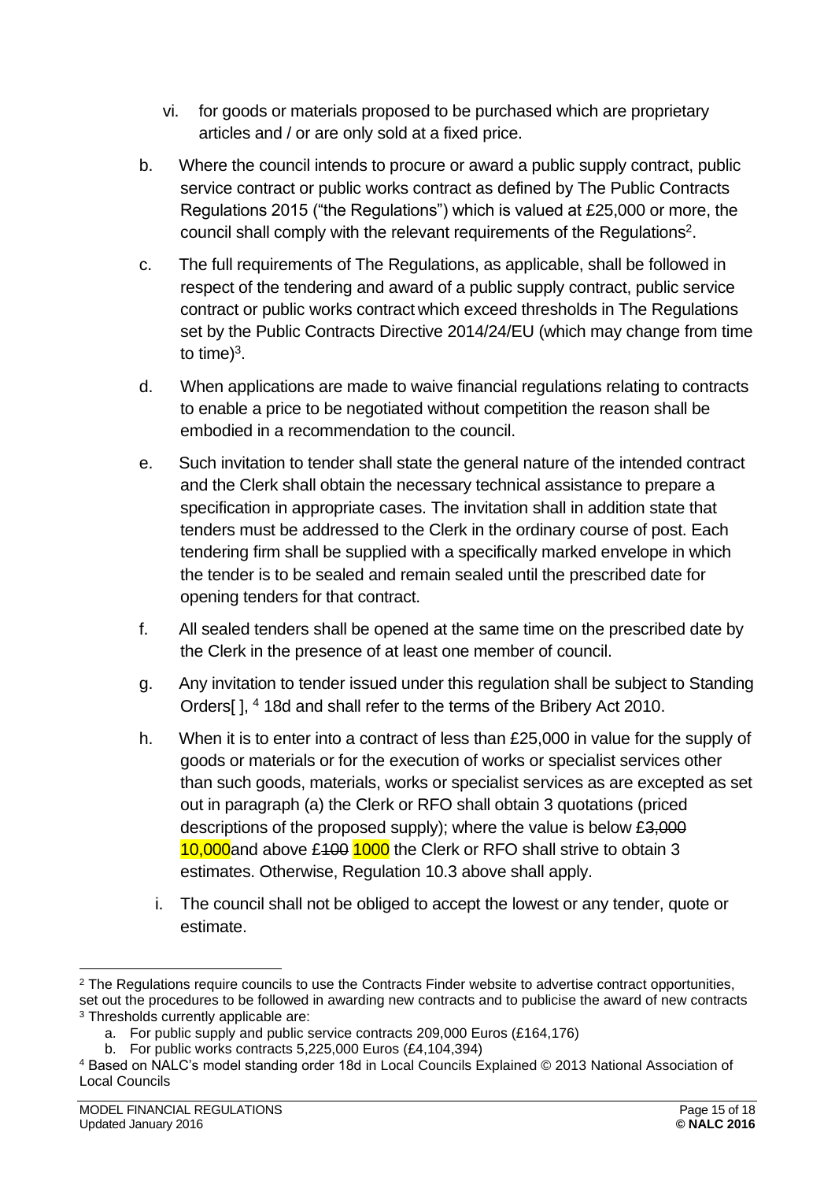vi. for goods or materials proposed to be purchased which are proprietary articles and / or are only sold at a fixed price.

b. Where the council intends to procure or award a public supply contract, public service contract or public works contract as defined by The Public Contracts Regulations 2015 ("the Regulations") which is valued at £25,000 or more, the council shall comply with the relevant requirements of the Regulations[2].

c. The full requirements of The Regulations, as applicable, shall be followed in respect of the tendering and award of a public supply contract, public service contract or public works contract which exceed thresholds in The Regulations set by the Public Contracts Directive 2014/24/EU (which may change from time to time)[3].

d. When applications are made to waive financial regulations relating to contracts to enable a price to be negotiated without competition the reason shall be embodied in a recommendation to the council.

e. Such invitation to tender shall state the general nature of the intended contract and the Clerk shall obtain the necessary technical assistance to prepare a specification in appropriate cases. The invitation shall in addition state that tenders must be addressed to the Clerk in the ordinary course of post. Each tendering firm shall be supplied with a specifically marked envelope in which the tender is to be sealed and remain sealed until the prescribed date for opening tenders for that contract.

f. All sealed tenders shall be opened at the same time on the prescribed date by the Clerk in the presence of at least one member of council.

g. Any invitation to tender issued under this regulation shall be subject to Standing Orders[ ], [4] 18d and shall refer to the terms of the Bribery Act 2010.

h. When it is to enter into a contract of less than £25,000 in value for the supply of goods or materials or for the execution of works or specialist services other than such goods, materials, works or specialist services as are excepted as set out in paragraph (a) the Clerk or RFO shall obtain 3 quotations (priced descriptions of the proposed supply); where the value is below ~~£3,000~~ 10,000 and above ~~£100~~ 1000 the Clerk or RFO shall strive to obtain 3 estimates. Otherwise, Regulation 10.3 above shall apply.

i. The council shall not be obliged to accept the lowest or any tender, quote or estimate.

---

[2] The Regulations require councils to use the Contracts Finder website to advertise contract opportunities, set out the procedures to be followed in awarding new contracts and to publicise the award of new contracts

[3] Thresholds currently applicable are:

a. For public supply and public service contracts 209,000 Euros (£164,176)

b. For public works contracts 5,225,000 Euros (£4,104,394)

[4] Based on NALC's model standing order 18d in Local Councils Explained © 2013 National Association of Local Councils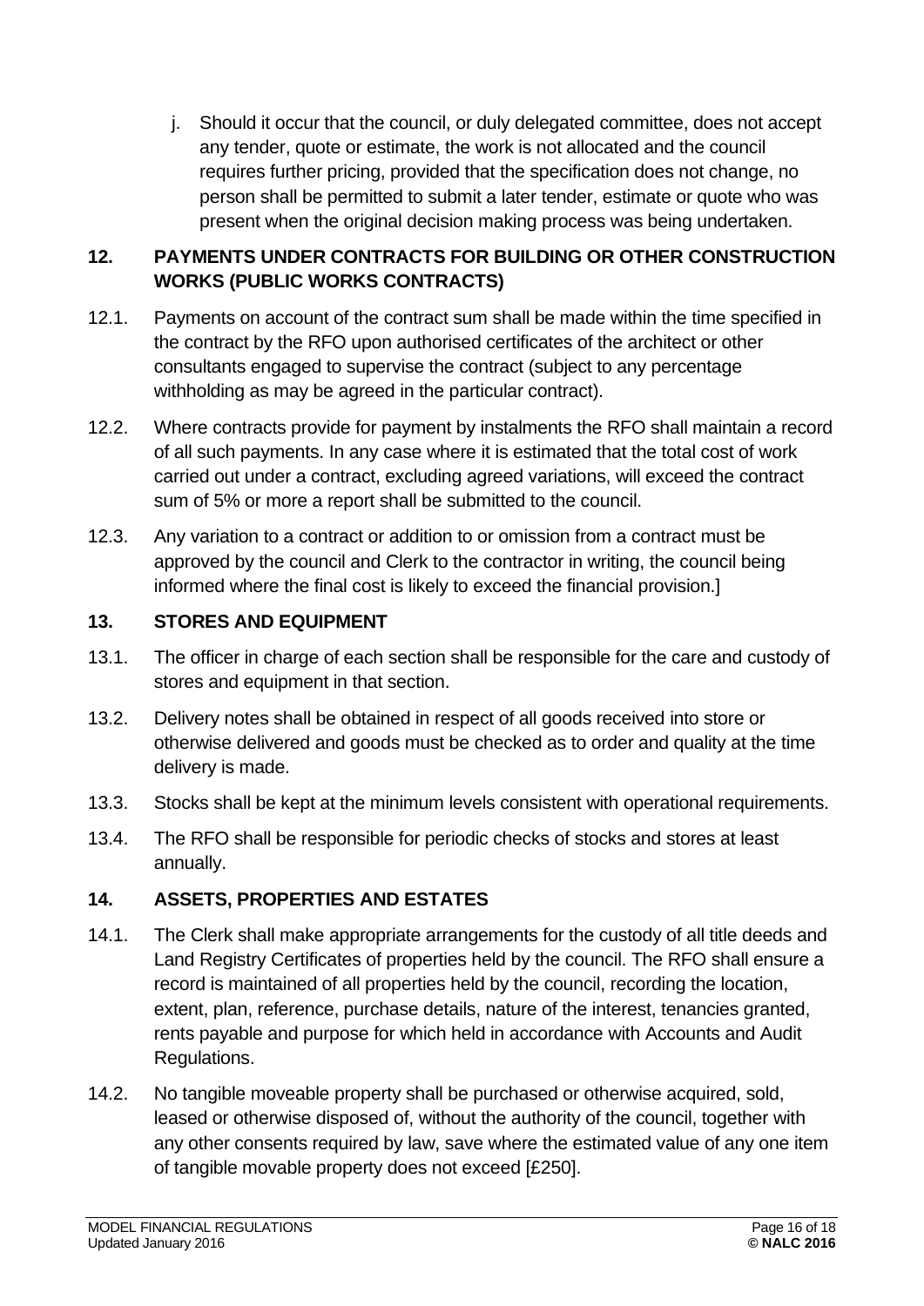j. Should it occur that the council, or duly delegated committee, does not accept any tender, quote or estimate, the work is not allocated and the council requires further pricing, provided that the specification does not change, no person shall be permitted to submit a later tender, estimate or quote who was present when the original decision making process was being undertaken.

## 12. PAYMENTS UNDER CONTRACTS FOR BUILDING OR OTHER CONSTRUCTION WORKS (PUBLIC WORKS CONTRACTS)

12.1. Payments on account of the contract sum shall be made within the time specified in the contract by the RFO upon authorised certificates of the architect or other consultants engaged to supervise the contract (subject to any percentage withholding as may be agreed in the particular contract).

12.2. Where contracts provide for payment by instalments the RFO shall maintain a record of all such payments. In any case where it is estimated that the total cost of work carried out under a contract, excluding agreed variations, will exceed the contract sum of 5% or more a report shall be submitted to the council.

12.3. Any variation to a contract or addition to or omission from a contract must be approved by the council and Clerk to the contractor in writing, the council being informed where the final cost is likely to exceed the financial provision.]

## 13. STORES AND EQUIPMENT

13.1. The officer in charge of each section shall be responsible for the care and custody of stores and equipment in that section.

13.2. Delivery notes shall be obtained in respect of all goods received into store or otherwise delivered and goods must be checked as to order and quality at the time delivery is made.

13.3. Stocks shall be kept at the minimum levels consistent with operational requirements.

13.4. The RFO shall be responsible for periodic checks of stocks and stores at least annually.

## 14. ASSETS, PROPERTIES AND ESTATES

14.1. The Clerk shall make appropriate arrangements for the custody of all title deeds and Land Registry Certificates of properties held by the council. The RFO shall ensure a record is maintained of all properties held by the council, recording the location, extent, plan, reference, purchase details, nature of the interest, tenancies granted, rents payable and purpose for which held in accordance with Accounts and Audit Regulations.

14.2. No tangible moveable property shall be purchased or otherwise acquired, sold, leased or otherwise disposed of, without the authority of the council, together with any other consents required by law, save where the estimated value of any one item of tangible movable property does not exceed [£250].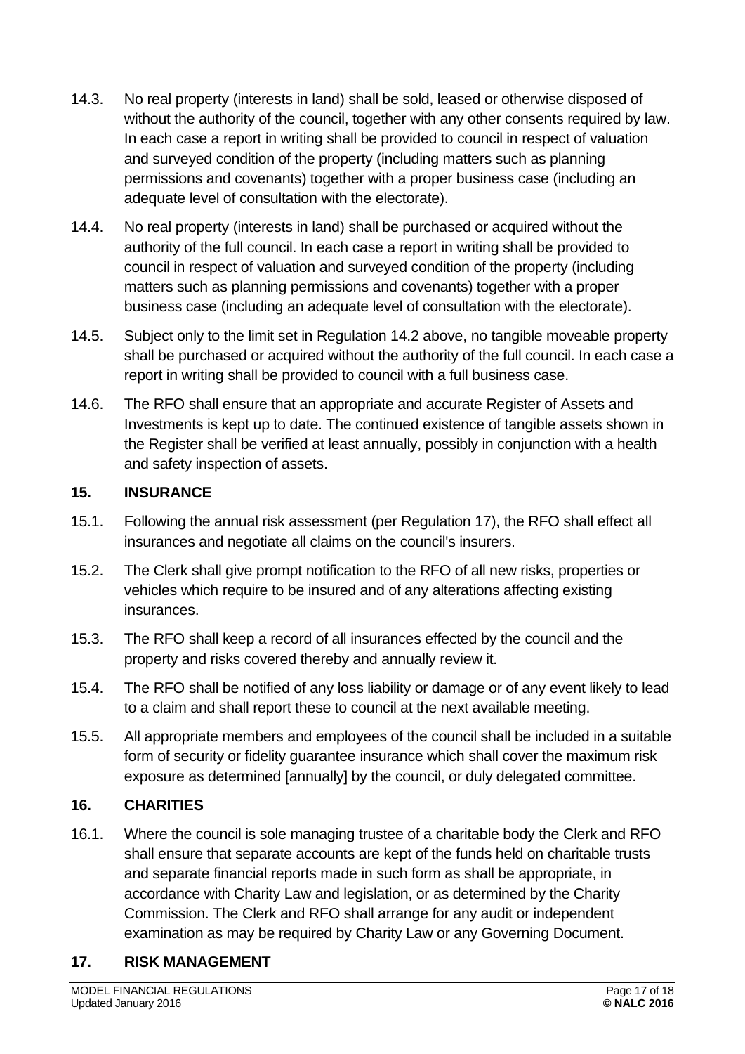14.3. No real property (interests in land) shall be sold, leased or otherwise disposed of without the authority of the council, together with any other consents required by law. In each case a report in writing shall be provided to council in respect of valuation and surveyed condition of the property (including matters such as planning permissions and covenants) together with a proper business case (including an adequate level of consultation with the electorate).

14.4. No real property (interests in land) shall be purchased or acquired without the authority of the full council. In each case a report in writing shall be provided to council in respect of valuation and surveyed condition of the property (including matters such as planning permissions and covenants) together with a proper business case (including an adequate level of consultation with the electorate).

14.5. Subject only to the limit set in Regulation 14.2 above, no tangible moveable property shall be purchased or acquired without the authority of the full council. In each case a report in writing shall be provided to council with a full business case.

14.6. The RFO shall ensure that an appropriate and accurate Register of Assets and Investments is kept up to date. The continued existence of tangible assets shown in the Register shall be verified at least annually, possibly in conjunction with a health and safety inspection of assets.

## 15. INSURANCE

15.1. Following the annual risk assessment (per Regulation 17), the RFO shall effect all insurances and negotiate all claims on the council's insurers.

15.2. The Clerk shall give prompt notification to the RFO of all new risks, properties or vehicles which require to be insured and of any alterations affecting existing insurances.

15.3. The RFO shall keep a record of all insurances effected by the council and the property and risks covered thereby and annually review it.

15.4. The RFO shall be notified of any loss liability or damage or of any event likely to lead to a claim and shall report these to council at the next available meeting.

15.5. All appropriate members and employees of the council shall be included in a suitable form of security or fidelity guarantee insurance which shall cover the maximum risk exposure as determined [annually] by the council, or duly delegated committee.

## 16. CHARITIES

16.1. Where the council is sole managing trustee of a charitable body the Clerk and RFO shall ensure that separate accounts are kept of the funds held on charitable trusts and separate financial reports made in such form as shall be appropriate, in accordance with Charity Law and legislation, or as determined by the Charity Commission. The Clerk and RFO shall arrange for any audit or independent examination as may be required by Charity Law or any Governing Document.

## 17. RISK MANAGEMENT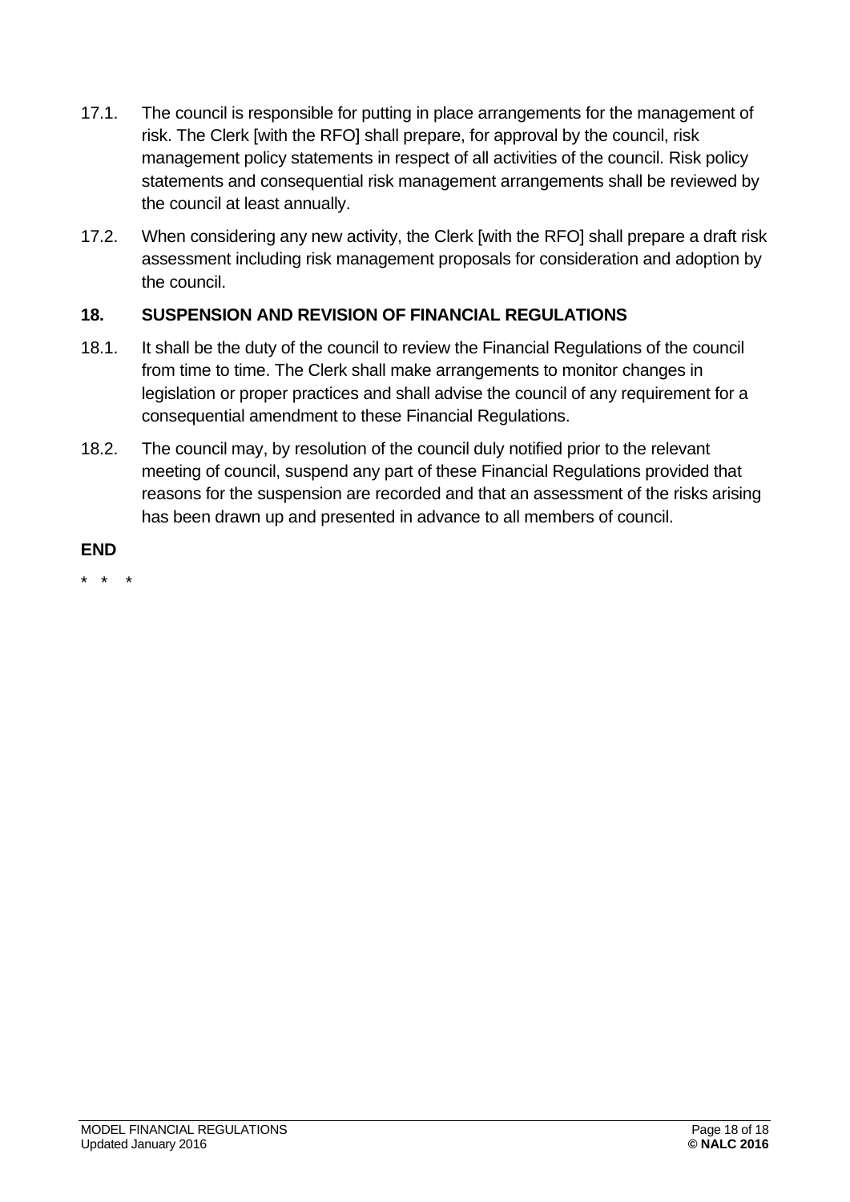17.1. The council is responsible for putting in place arrangements for the management of risk. The Clerk [with the RFO] shall prepare, for approval by the council, risk management policy statements in respect of all activities of the council. Risk policy statements and consequential risk management arrangements shall be reviewed by the council at least annually.

17.2. When considering any new activity, the Clerk [with the RFO] shall prepare a draft risk assessment including risk management proposals for consideration and adoption by the council.

## 18. SUSPENSION AND REVISION OF FINANCIAL REGULATIONS

18.1. It shall be the duty of the council to review the Financial Regulations of the council from time to time. The Clerk shall make arrangements to monitor changes in legislation or proper practices and shall advise the council of any requirement for a consequential amendment to these Financial Regulations.

18.2. The council may, by resolution of the council duly notified prior to the relevant meeting of council, suspend any part of these Financial Regulations provided that reasons for the suspension are recorded and that an assessment of the risks arising has been drawn up and presented in advance to all members of council.

**END**

\* \* \*